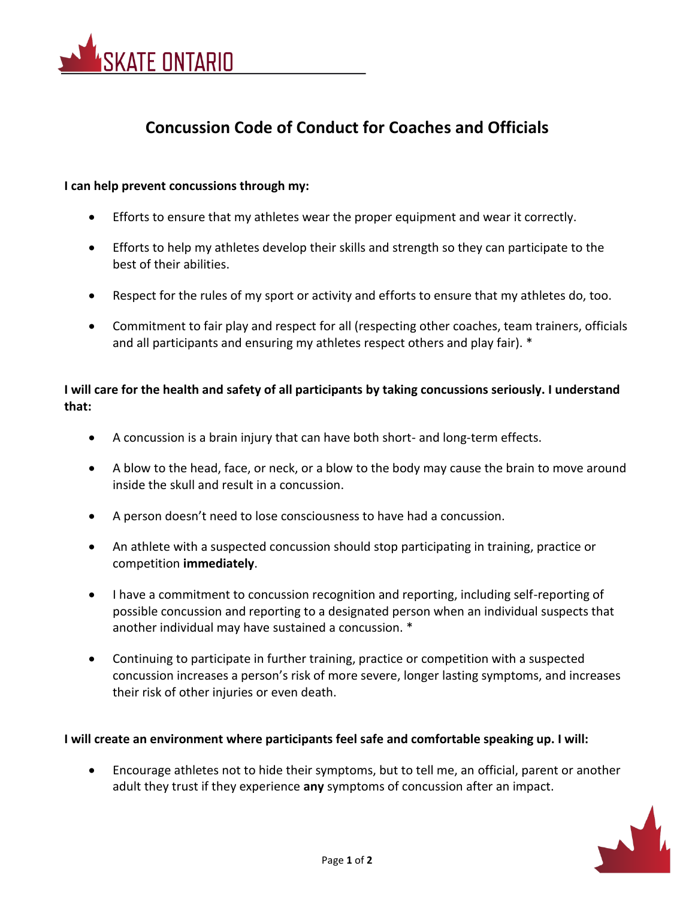SKATE ONTARIO

# Concussion Code of Conduct for Coaches and Officials

**I can help prevent concussions through my:**

- Efforts to ensure that my athletes wear the proper equipment and wear it correctly.
- Efforts to help my athletes develop their skills and strength so they can participate to the best of their abilities.
- Respect for the rules of my sport or activity and efforts to ensure that my athletes do, too.
- Commitment to fair play and respect for all (respecting other coaches, team trainers, officials and all participants and ensuring my athletes respect others and play fair). *

**I will care for the health and safety of all participants by taking concussions seriously. I understand that:**

- A concussion is a brain injury that can have both short- and long-term effects.
- A blow to the head, face, or neck, or a blow to the body may cause the brain to move around inside the skull and result in a concussion.
- A person doesn't need to lose consciousness to have had a concussion.
- An athlete with a suspected concussion should stop participating in training, practice or competition **immediately**.
- I have a commitment to concussion recognition and reporting, including self-reporting of possible concussion and reporting to a designated person when an individual suspects that another individual may have sustained a concussion. *
- Continuing to participate in further training, practice or competition with a suspected concussion increases a person's risk of more severe, longer lasting symptoms, and increases their risk of other injuries or even death.

**I will create an environment where participants feel safe and comfortable speaking up. I will:**

- Encourage athletes not to hide their symptoms, but to tell me, an official, parent or another adult they trust if they experience **any** symptoms of concussion after an impact.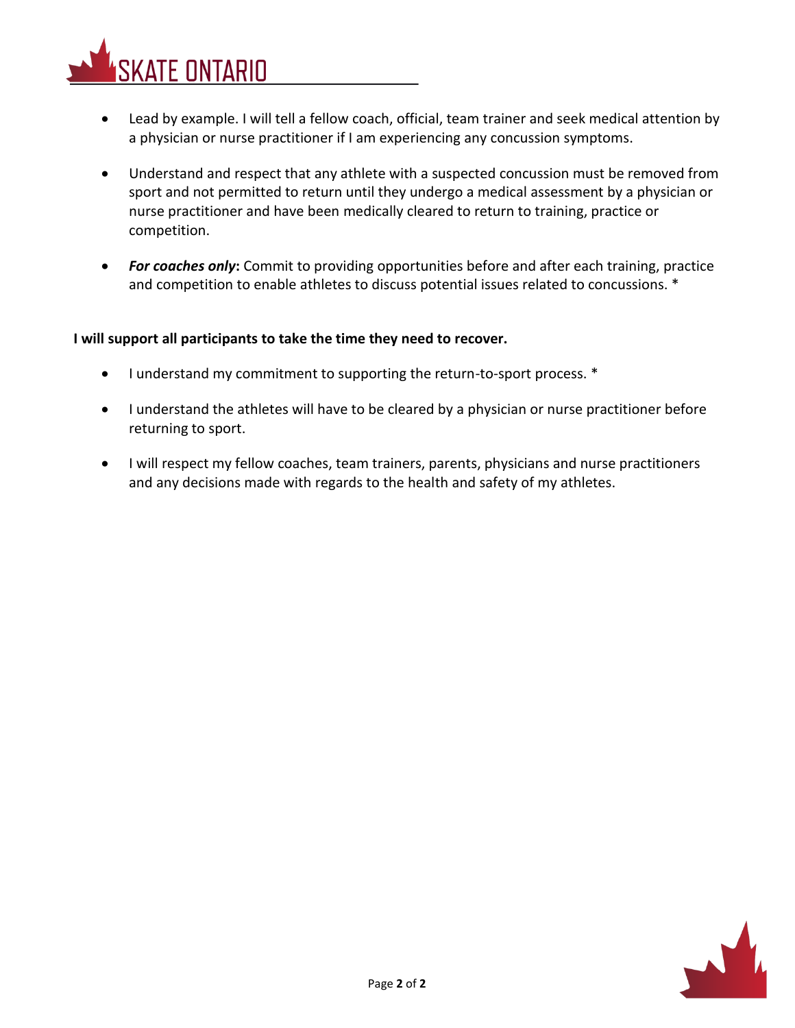- Lead by example. I will tell a fellow coach, official, team trainer and seek medical attention by a physician or nurse practitioner if I am experiencing any concussion symptoms.
- Understand and respect that any athlete with a suspected concussion must be removed from sport and not permitted to return until they undergo a medical assessment by a physician or nurse practitioner and have been medically cleared to return to training, practice or competition.
- ***For coaches only*:** Commit to providing opportunities before and after each training, practice and competition to enable athletes to discuss potential issues related to concussions. *

**I will support all participants to take the time they need to recover.**

- I understand my commitment to supporting the return-to-sport process. *
- I understand the athletes will have to be cleared by a physician or nurse practitioner before returning to sport.
- I will respect my fellow coaches, team trainers, parents, physicians and nurse practitioners and any decisions made with regards to the health and safety of my athletes.